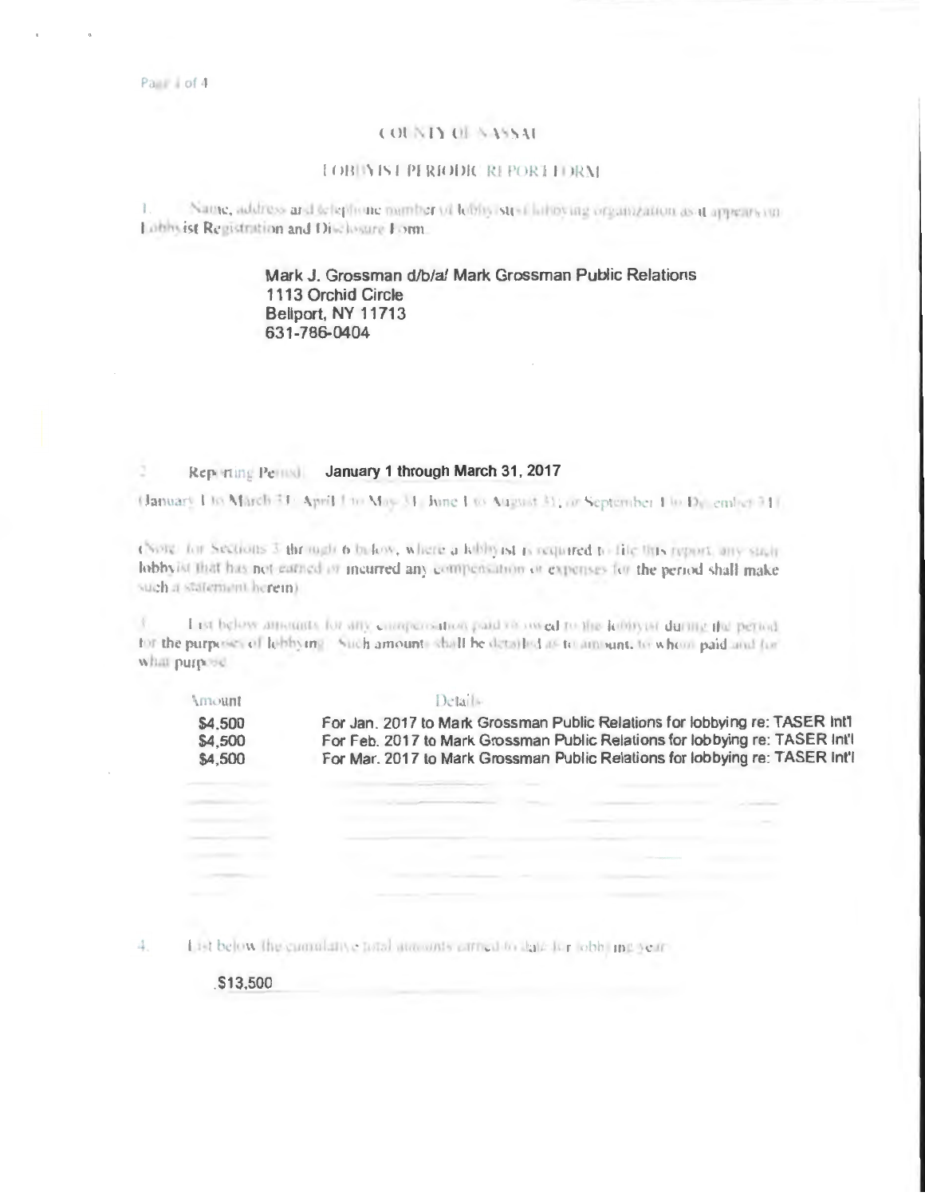# COUNTY OF NASSAU

## LOBBYIST PERIODIC REPORT FORM

1. Name, address and telephone number of lobbyist(s)/lobbying organization as it appears on Lobbyist Registration and Disclosure Form.

   Mark J. Grossman d/b/a/ Mark Grossman Public Relations
   1113 Orchid Circle
   Bellport, NY 11713
   631-786-0404

2. Reporting Period: **January 1 through March 31, 2017**

(January 1 to March 31; April 1 to May 31; June 1 to August 31; or September 1 to December 31)

(Note: for Sections 3 through 6 below, where a lobbyist is required to file this report, any such lobbyist that has not earned or incurred any compensation or expenses for the period shall make such a statement herein)

3. List below amounts for any compensation paid or owed to the lobbyist during the period for the purposes of lobbying. Such amounts shall be detailed as to amount, to whom paid and for what purpose.

| Amount | Details |
|---|---|
| $4,500 | For Jan. 2017 to Mark Grossman Public Relations for lobbying re: TASER Int'l |
| $4,500 | For Feb. 2017 to Mark Grossman Public Relations for lobbying re: TASER Int'l |
| $4,500 | For Mar. 2017 to Mark Grossman Public Relations for lobbying re: TASER Int'l |

4. List below the cumulative total amounts earned to date for lobbying year:

   $13,500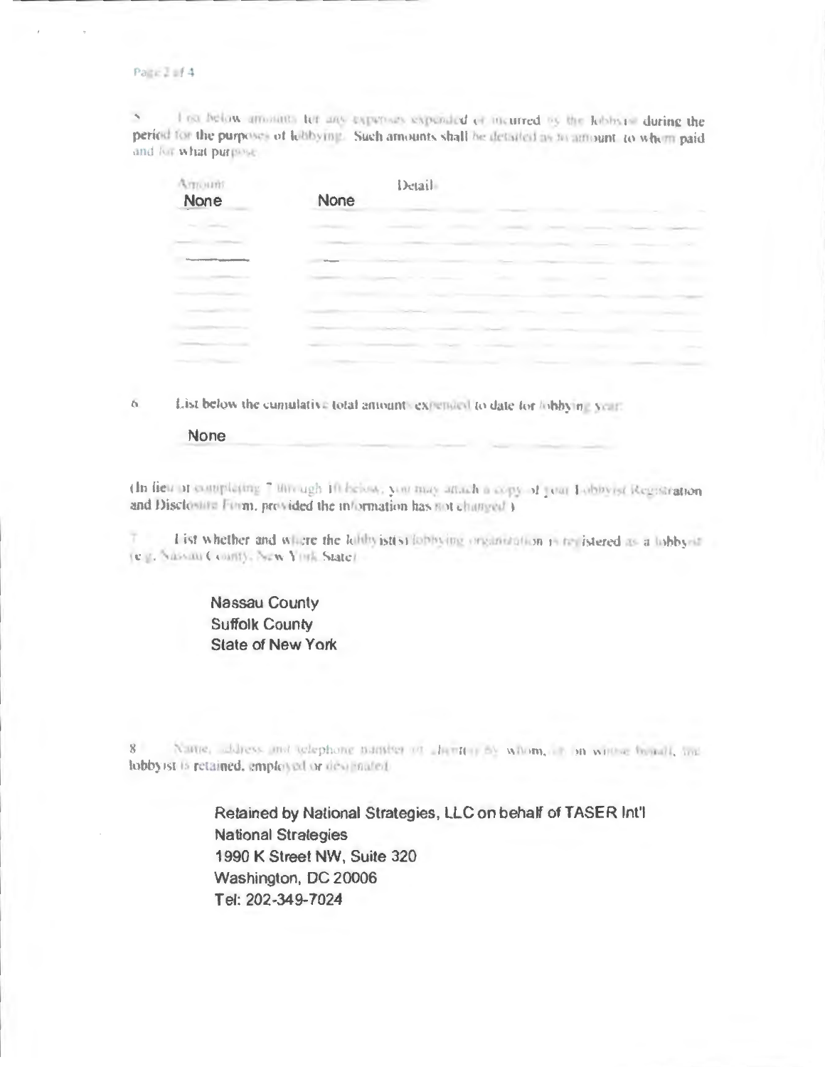5. List below amounts for any expenses expended or incurred by the lobbyist during the period for the purposes of lobbying. Such amounts shall be detailed as to amount, to whom paid and for what purpose.

| Amount | Detail |
| --- | --- |
| None | None |

6. List below the cumulative total amounts expended to date for lobbying year:

None

(In lieu of completing 7 through 10 below, you may attach a copy of your Lobbyist Registration and Disclosure Form, provided the information has not changed.)

7. List whether and where the lobbyist(s)/lobbying organization is registered as a lobbyist (e.g. Nassau County, New York State):

Nassau County
Suffolk County
State of New York

8. Name, address and telephone number of client(s) by whom, or on whose behalf, the lobbyist is retained, employed or designated.

Retained by National Strategies, LLC on behalf of TASER Int'l
National Strategies
1990 K Street NW, Suite 320
Washington, DC 20006
Tel: 202-349-7024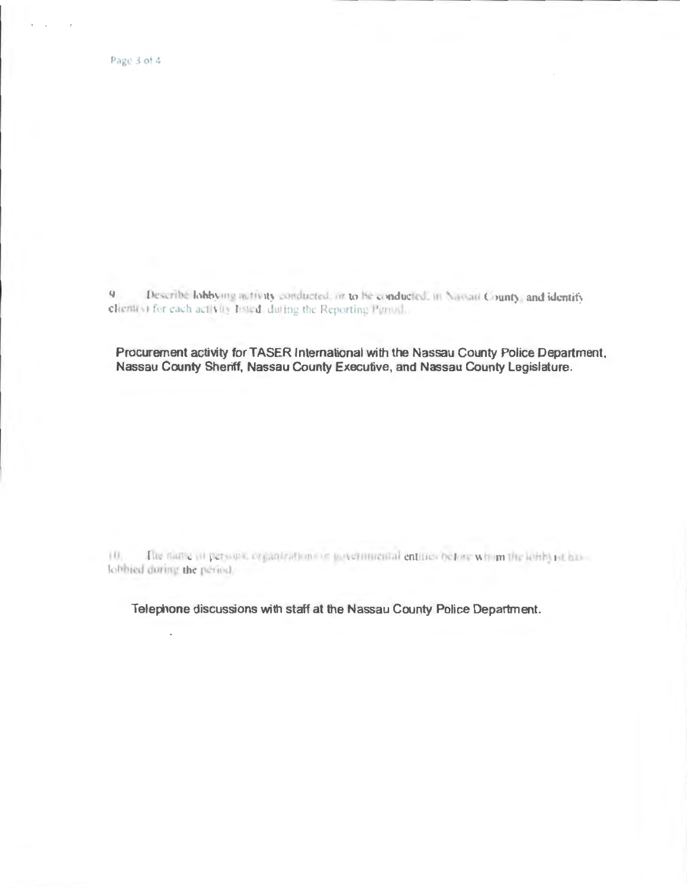9. Describe lobbying activity conducted, or to be conducted, in Nassau County, and identify client(s) for each activity listed during the Reporting Period.

**Procurement activity for TASER International with the Nassau County Police Department, Nassau County Sheriff, Nassau County Executive, and Nassau County Legislature.**

10. The name of persons, organizations or governmental entities before whom the lobbyist has lobbied during the period.

**Telephone discussions with staff at the Nassau County Police Department.**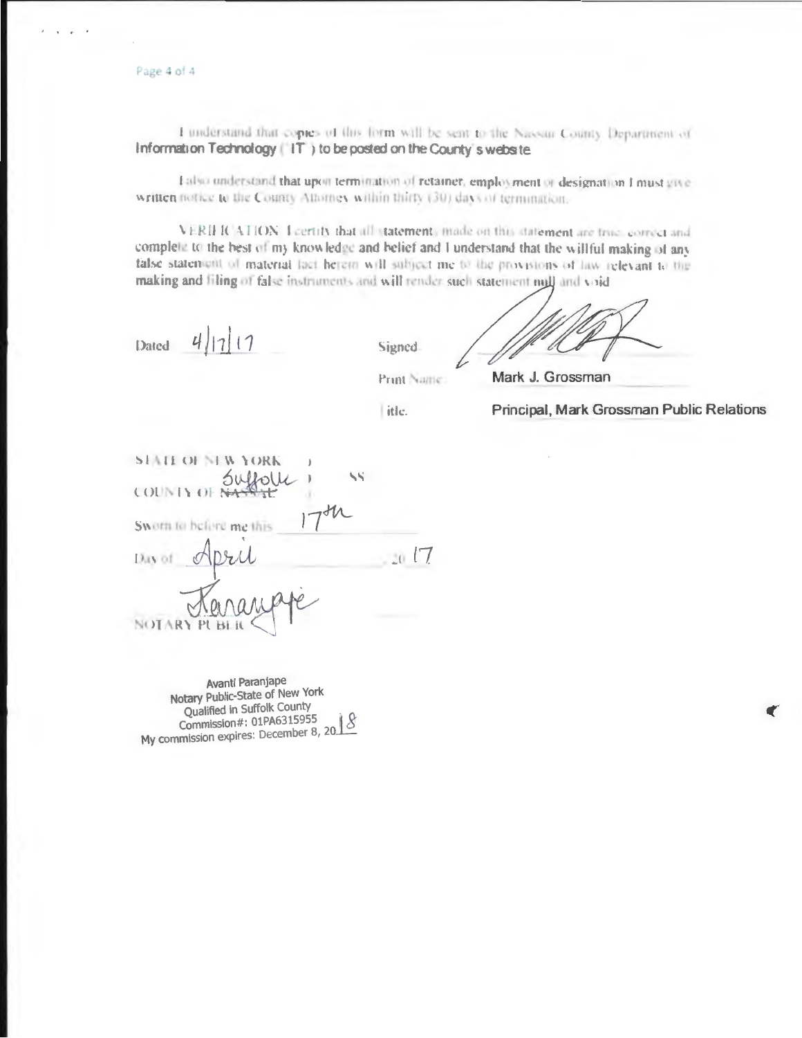I understand that copies of this form will be sent to the Nassau County Department of Information Technology ("IT") to be posted on the County's website.

I also understand that upon termination of retainer, employment or designation I must give written notice to the County Attorney within thirty (30) days of termination.

VERIFICATION: I certify that all statements made on this statement are true, correct and complete to the best of my knowledge and belief and I understand that the willful making of any false statement of material fact herein will subject me to the provisions of law relevant to the making and filing of false instruments and will render such statement null and void.

Dated 4/17/17

Signed: [signature]

Print Name: Mark J. Grossman

Title: Principal, Mark Grossman Public Relations

STATE OF NEW YORK )
) SS
COUNTY OF ~~NASSAU~~ Suffolk )

Sworn to before me this 17th

Day of April, 2017

[signature]
NOTARY PUBLIC

Avanti Paranjape
Notary Public-State of New York
Qualified in Suffolk County
Commission#: 01PA6315955
My commission expires: December 8, 2018